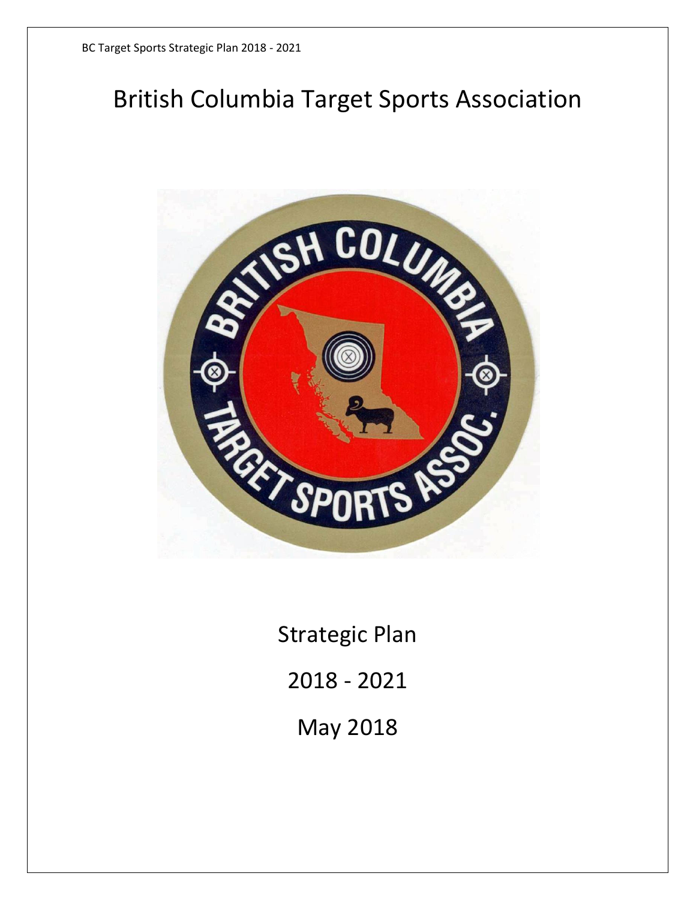# British Columbia Target Sports Association

Strategic Plan

2018 - 2021

May 2018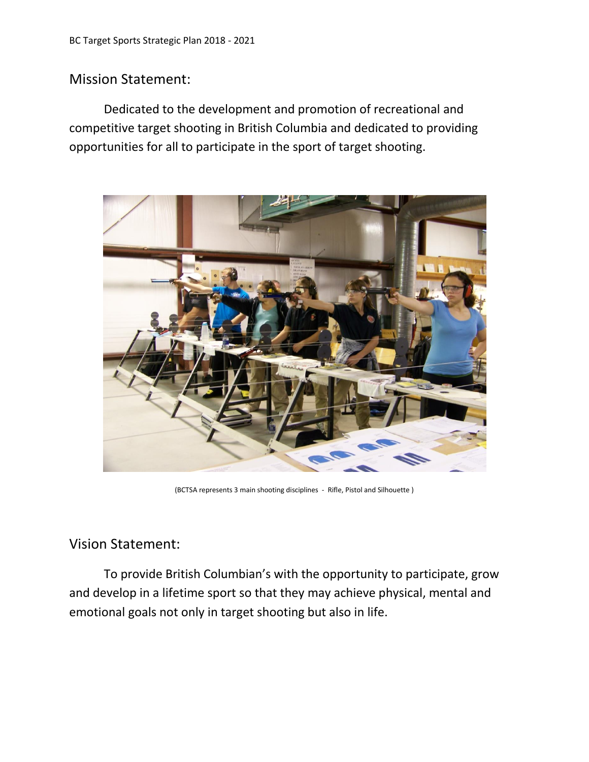## Mission Statement:

Dedicated to the development and promotion of recreational and competitive target shooting in British Columbia and dedicated to providing opportunities for all to participate in the sport of target shooting.

(BCTSA represents 3 main shooting disciplines - Rifle, Pistol and Silhouette )

## Vision Statement:

To provide British Columbian's with the opportunity to participate, grow and develop in a lifetime sport so that they may achieve physical, mental and emotional goals not only in target shooting but also in life.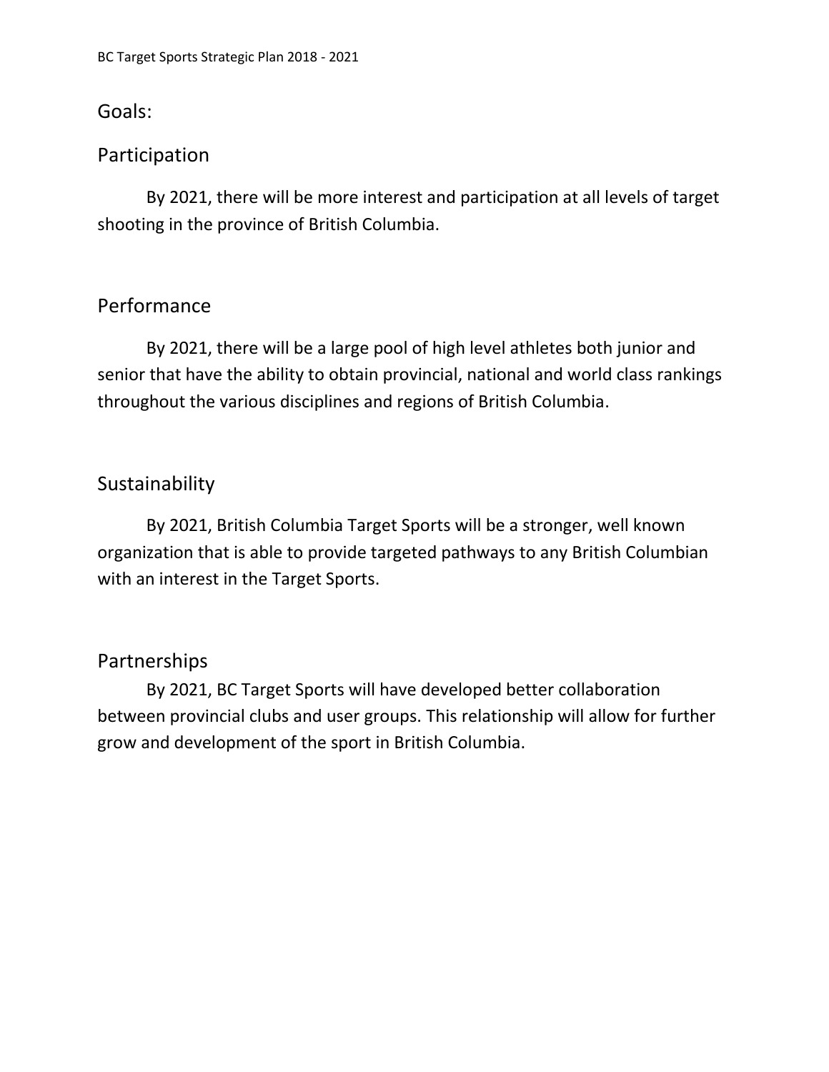# Goals:

## Participation

By 2021, there will be more interest and participation at all levels of target shooting in the province of British Columbia.

## Performance

By 2021, there will be a large pool of high level athletes both junior and senior that have the ability to obtain provincial, national and world class rankings throughout the various disciplines and regions of British Columbia.

## Sustainability

By 2021, British Columbia Target Sports will be a stronger, well known organization that is able to provide targeted pathways to any British Columbian with an interest in the Target Sports.

## Partnerships

By 2021, BC Target Sports will have developed better collaboration between provincial clubs and user groups. This relationship will allow for further grow and development of the sport in British Columbia.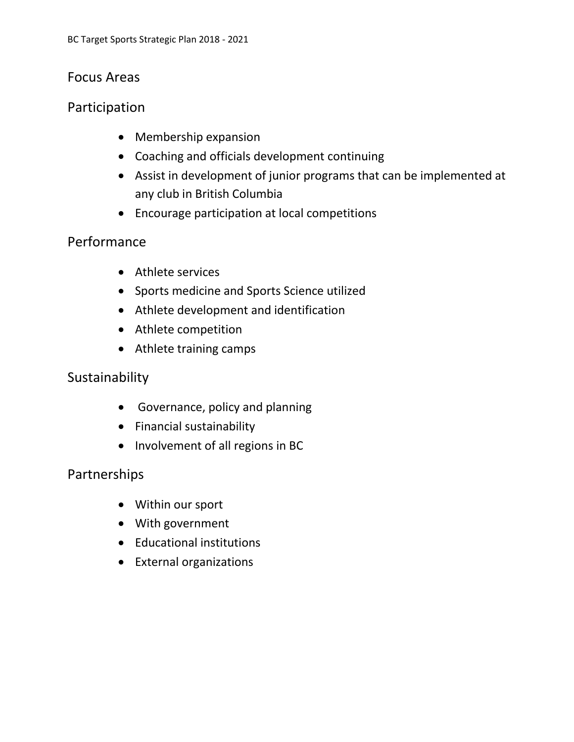## Focus Areas

### Participation

- Membership expansion
- Coaching and officials development continuing
- Assist in development of junior programs that can be implemented at any club in British Columbia
- Encourage participation at local competitions

### Performance

- Athlete services
- Sports medicine and Sports Science utilized
- Athlete development and identification
- Athlete competition
- Athlete training camps

### Sustainability

- Governance, policy and planning
- Financial sustainability
- Involvement of all regions in BC

### Partnerships

- Within our sport
- With government
- Educational institutions
- External organizations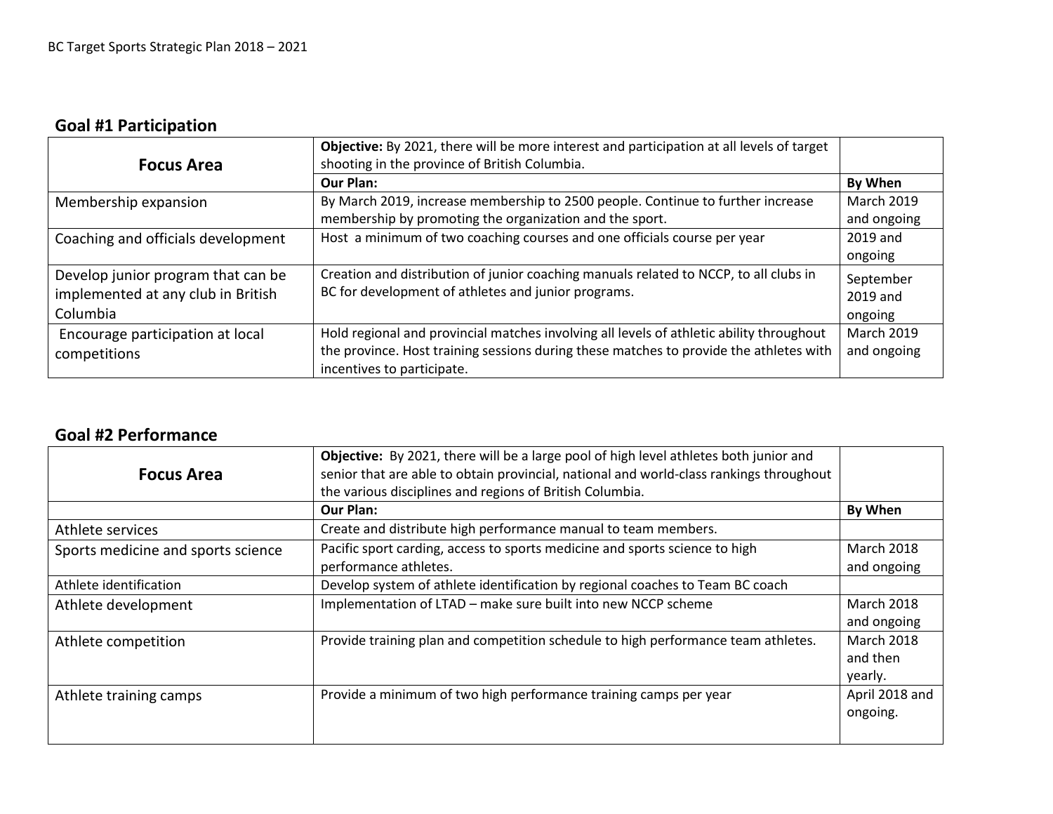## Goal #1 Participation

| Focus Area | Objective: By 2021, there will be more interest and participation at all levels of target shooting in the province of British Columbia. | |
|---|---|---|
| | **Our Plan:** | **By When** |
| Membership expansion | By March 2019, increase membership to 2500 people. Continue to further increase membership by promoting the organization and the sport. | March 2019 and ongoing |
| Coaching and officials development | Host a minimum of two coaching courses and one officials course per year | 2019 and ongoing |
| Develop junior program that can be implemented at any club in British Columbia | Creation and distribution of junior coaching manuals related to NCCP, to all clubs in BC for development of athletes and junior programs. | September 2019 and ongoing |
| Encourage participation at local competitions | Hold regional and provincial matches involving all levels of athletic ability throughout the province. Host training sessions during these matches to provide the athletes with incentives to participate. | March 2019 and ongoing |

## Goal #2 Performance

| Focus Area | Objective: By 2021, there will be a large pool of high level athletes both junior and senior that are able to obtain provincial, national and world-class rankings throughout the various disciplines and regions of British Columbia. | |
|---|---|---|
| | **Our Plan:** | **By When** |
| Athlete services | Create and distribute high performance manual to team members. | |
| Sports medicine and sports science | Pacific sport carding, access to sports medicine and sports science to high performance athletes. | March 2018 and ongoing |
| Athlete identification | Develop system of athlete identification by regional coaches to Team BC coach | |
| Athlete development | Implementation of LTAD – make sure built into new NCCP scheme | March 2018 and ongoing |
| Athlete competition | Provide training plan and competition schedule to high performance team athletes. | March 2018 and then yearly. |
| Athlete training camps | Provide a minimum of two high performance training camps per year | April 2018 and ongoing. |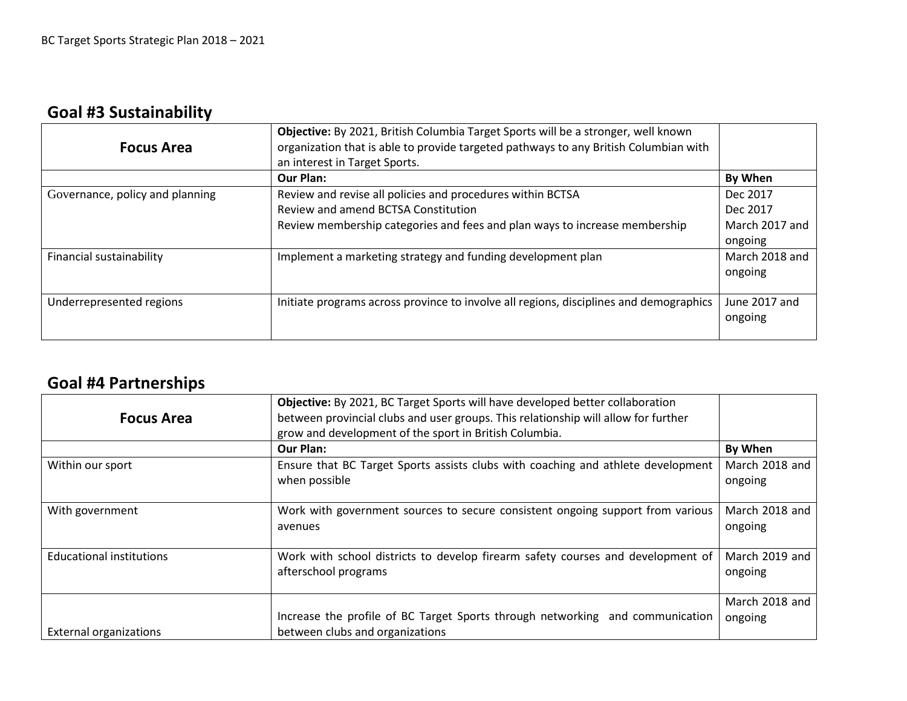## Goal #3 Sustainability

| Focus Area | **Objective:** By 2021, British Columbia Target Sports will be a stronger, well known organization that is able to provide targeted pathways to any British Columbian with an interest in Target Sports. | |
|---|---|---|
| | **Our Plan:** | **By When** |
| Governance, policy and planning | Review and revise all policies and procedures within BCTSA<br>Review and amend BCTSA Constitution<br>Review membership categories and fees and plan ways to increase membership | Dec 2017<br>Dec 2017<br>March 2017 and ongoing |
| Financial sustainability | Implement a marketing strategy and funding development plan | March 2018 and ongoing |
| Underrepresented regions | Initiate programs across province to involve all regions, disciplines and demographics | June 2017 and ongoing |

## Goal #4 Partnerships

| Focus Area | **Objective:** By 2021, BC Target Sports will have developed better collaboration between provincial clubs and user groups. This relationship will allow for further grow and development of the sport in British Columbia. | |
|---|---|---|
| | **Our Plan:** | **By When** |
| Within our sport | Ensure that BC Target Sports assists clubs with coaching and athlete development when possible | March 2018 and ongoing |
| With government | Work with government sources to secure consistent ongoing support from various avenues | March 2018 and ongoing |
| Educational institutions | Work with school districts to develop firearm safety courses and development of afterschool programs | March 2019 and ongoing |
| External organizations | Increase the profile of BC Target Sports through networking and communication between clubs and organizations | March 2018 and ongoing |